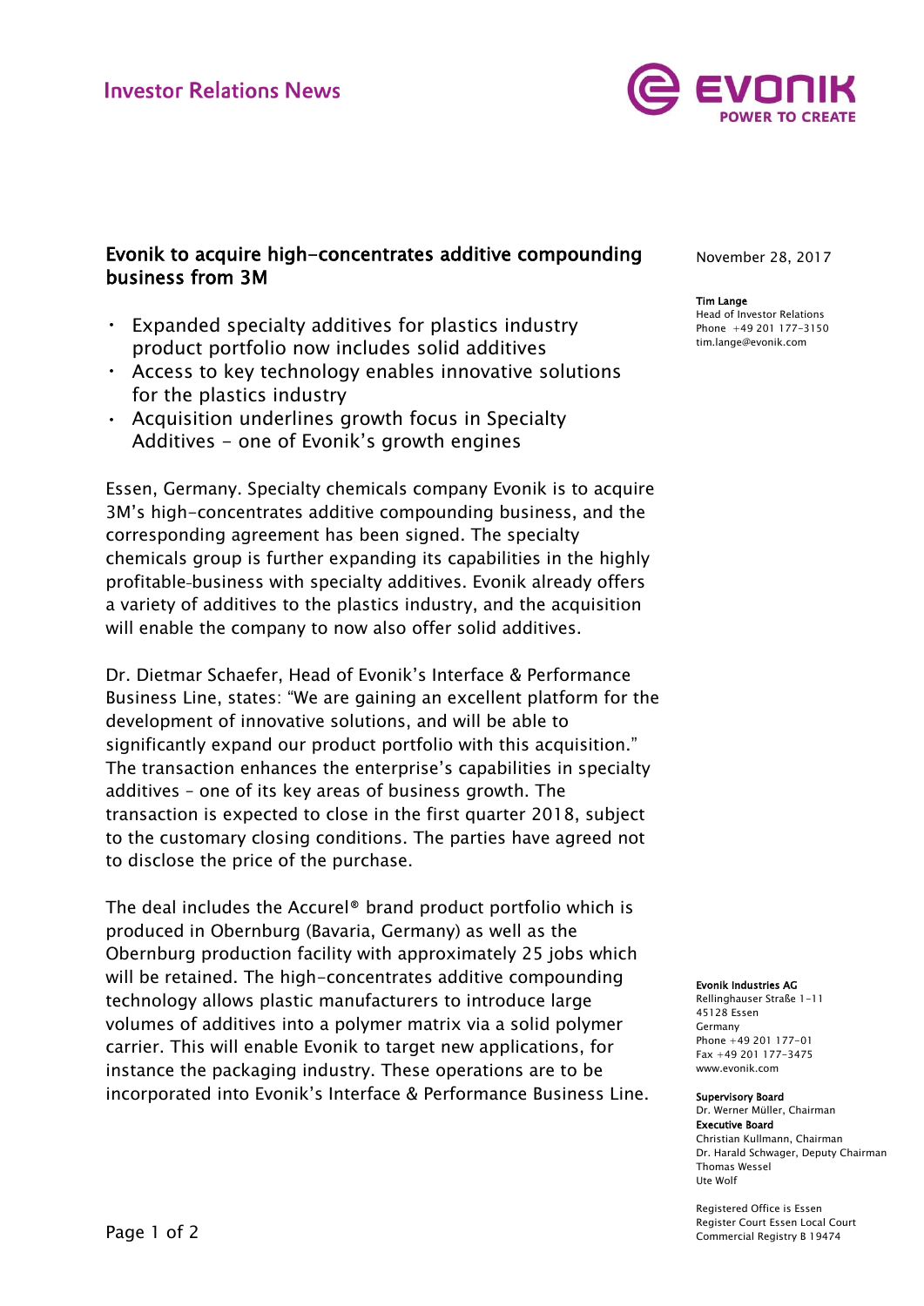Investor Relations News

# Evonik to acquire high-concentrates additive compounding business from 3M

November 28, 2017

**Tim Lange**
Head of Investor Relations
Phone +49 201 177-3150
tim.lange@evonik.com

- Expanded specialty additives for plastics industry product portfolio now includes solid additives
- Access to key technology enables innovative solutions for the plastics industry
- Acquisition underlines growth focus in Specialty Additives – one of Evonik's growth engines

Essen, Germany. Specialty chemicals company Evonik is to acquire 3M's high-concentrates additive compounding business, and the corresponding agreement has been signed. The specialty chemicals group is further expanding its capabilities in the highly profitable business with specialty additives. Evonik already offers a variety of additives to the plastics industry, and the acquisition will enable the company to now also offer solid additives.

Dr. Dietmar Schaefer, Head of Evonik's Interface & Performance Business Line, states: "We are gaining an excellent platform for the development of innovative solutions, and will be able to significantly expand our product portfolio with this acquisition." The transaction enhances the enterprise's capabilities in specialty additives – one of its key areas of business growth. The transaction is expected to close in the first quarter 2018, subject to the customary closing conditions. The parties have agreed not to disclose the price of the purchase.

The deal includes the Accurel® brand product portfolio which is produced in Obernburg (Bavaria, Germany) as well as the Obernburg production facility with approximately 25 jobs which will be retained. The high-concentrates additive compounding technology allows plastic manufacturers to introduce large volumes of additives into a polymer matrix via a solid polymer carrier. This will enable Evonik to target new applications, for instance the packaging industry. These operations are to be incorporated into Evonik's Interface & Performance Business Line.

**Evonik Industries AG**
Rellinghauser Straße 1-11
45128 Essen
Germany
Phone +49 201 177-01
Fax +49 201 177-3475
www.evonik.com

**Supervisory Board**
Dr. Werner Müller, Chairman
**Executive Board**
Christian Kullmann, Chairman
Dr. Harald Schwager, Deputy Chairman
Thomas Wessel
Ute Wolf

Registered Office is Essen
Register Court Essen Local Court
Commercial Registry B 19474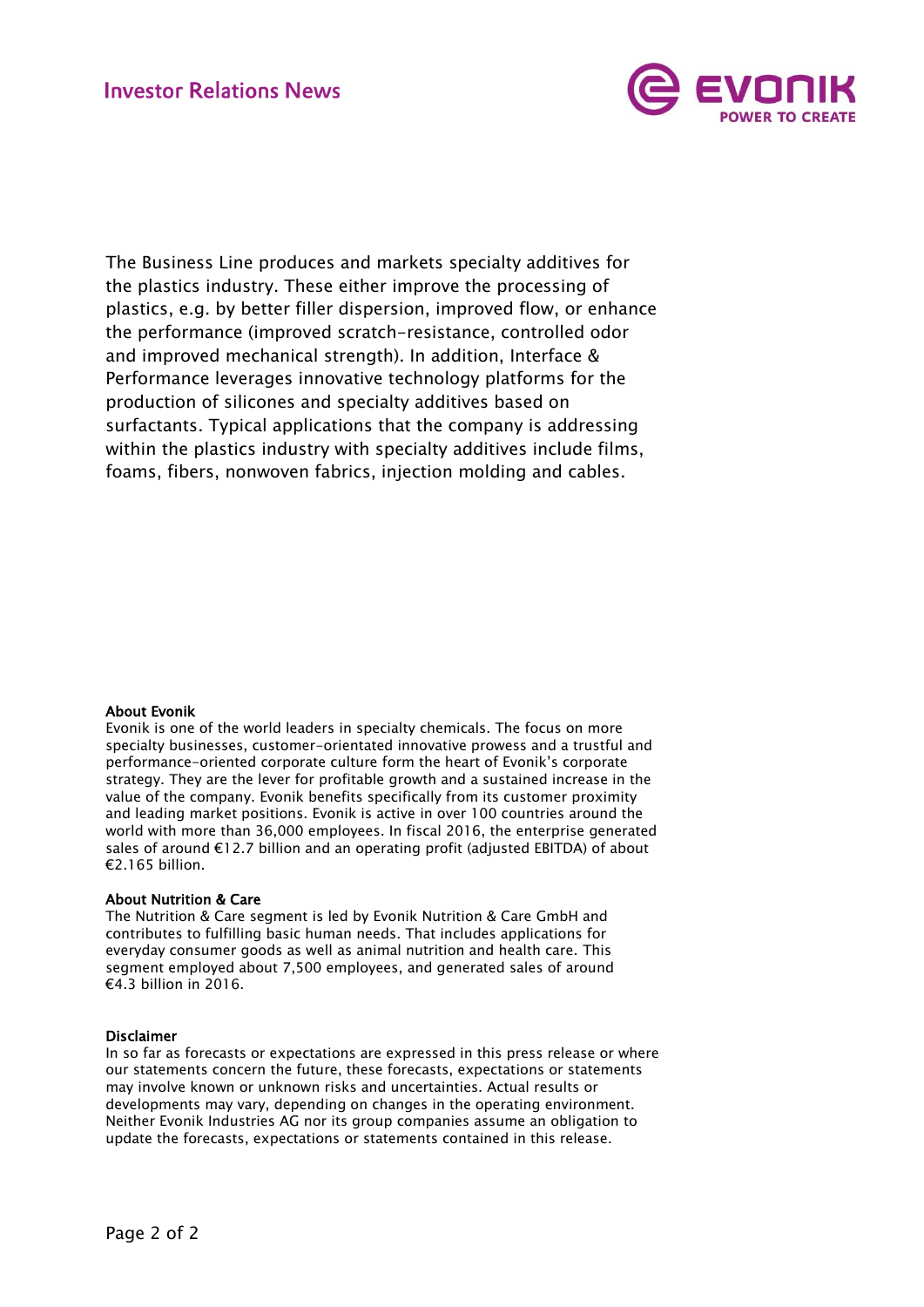The Business Line produces and markets specialty additives for the plastics industry. These either improve the processing of plastics, e.g. by better filler dispersion, improved flow, or enhance the performance (improved scratch-resistance, controlled odor and improved mechanical strength). In addition, Interface & Performance leverages innovative technology platforms for the production of silicones and specialty additives based on surfactants. Typical applications that the company is addressing within the plastics industry with specialty additives include films, foams, fibers, nonwoven fabrics, injection molding and cables.

**About Evonik**

Evonik is one of the world leaders in specialty chemicals. The focus on more specialty businesses, customer-orientated innovative prowess and a trustful and performance-oriented corporate culture form the heart of Evonik's corporate strategy. They are the lever for profitable growth and a sustained increase in the value of the company. Evonik benefits specifically from its customer proximity and leading market positions. Evonik is active in over 100 countries around the world with more than 36,000 employees. In fiscal 2016, the enterprise generated sales of around €12.7 billion and an operating profit (adjusted EBITDA) of about €2.165 billion.

**About Nutrition & Care**

The Nutrition & Care segment is led by Evonik Nutrition & Care GmbH and contributes to fulfilling basic human needs. That includes applications for everyday consumer goods as well as animal nutrition and health care. This segment employed about 7,500 employees, and generated sales of around €4.3 billion in 2016.

**Disclaimer**

In so far as forecasts or expectations are expressed in this press release or where our statements concern the future, these forecasts, expectations or statements may involve known or unknown risks and uncertainties. Actual results or developments may vary, depending on changes in the operating environment. Neither Evonik Industries AG nor its group companies assume an obligation to update the forecasts, expectations or statements contained in this release.